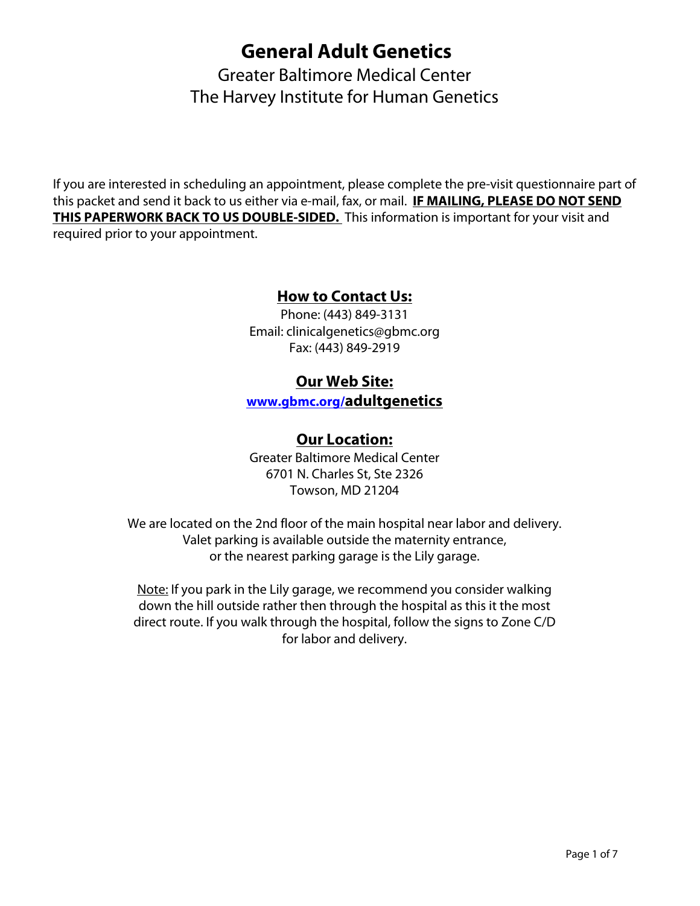# General Adult Genetics

Greater Baltimore Medical Center
The Harvey Institute for Human Genetics

If you are interested in scheduling an appointment, please complete the pre-visit questionnaire part of this packet and send it back to us either via e-mail, fax, or mail. **IF MAILING, PLEASE DO NOT SEND THIS PAPERWORK BACK TO US DOUBLE-SIDED.** This information is important for your visit and required prior to your appointment.

## How to Contact Us:

Phone: (443) 849-3131
Email: clinicalgenetics@gbmc.org
Fax: (443) 849-2919

## Our Web Site:

www.gbmc.org/adultgenetics

## Our Location:

Greater Baltimore Medical Center
6701 N. Charles St, Ste 2326
Towson, MD 21204

We are located on the 2nd floor of the main hospital near labor and delivery.
Valet parking is available outside the maternity entrance,
or the nearest parking garage is the Lily garage.

Note: If you park in the Lily garage, we recommend you consider walking down the hill outside rather then through the hospital as this it the most direct route. If you walk through the hospital, follow the signs to Zone C/D for labor and delivery.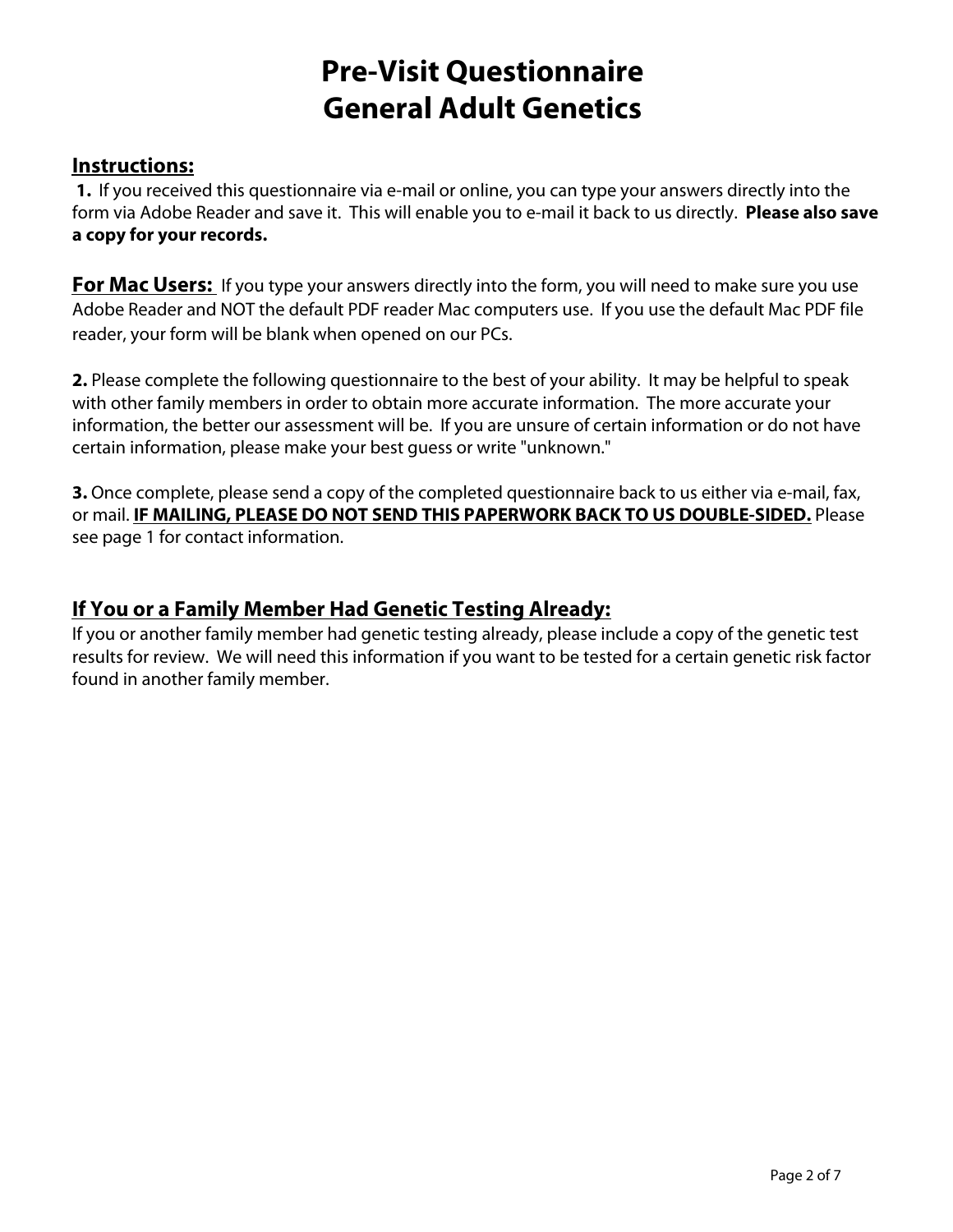# Pre-Visit Questionnaire
# General Adult Genetics

## Instructions:

**1.** If you received this questionnaire via e-mail or online, you can type your answers directly into the form via Adobe Reader and save it. This will enable you to e-mail it back to us directly. **Please also save a copy for your records.**

**For Mac Users:** If you type your answers directly into the form, you will need to make sure you use Adobe Reader and NOT the default PDF reader Mac computers use. If you use the default Mac PDF file reader, your form will be blank when opened on our PCs.

**2.** Please complete the following questionnaire to the best of your ability. It may be helpful to speak with other family members in order to obtain more accurate information. The more accurate your information, the better our assessment will be. If you are unsure of certain information or do not have certain information, please make your best guess or write "unknown."

**3.** Once complete, please send a copy of the completed questionnaire back to us either via e-mail, fax, or mail. **IF MAILING, PLEASE DO NOT SEND THIS PAPERWORK BACK TO US DOUBLE-SIDED.** Please see page 1 for contact information.

## If You or a Family Member Had Genetic Testing Already:

If you or another family member had genetic testing already, please include a copy of the genetic test results for review. We will need this information if you want to be tested for a certain genetic risk factor found in another family member.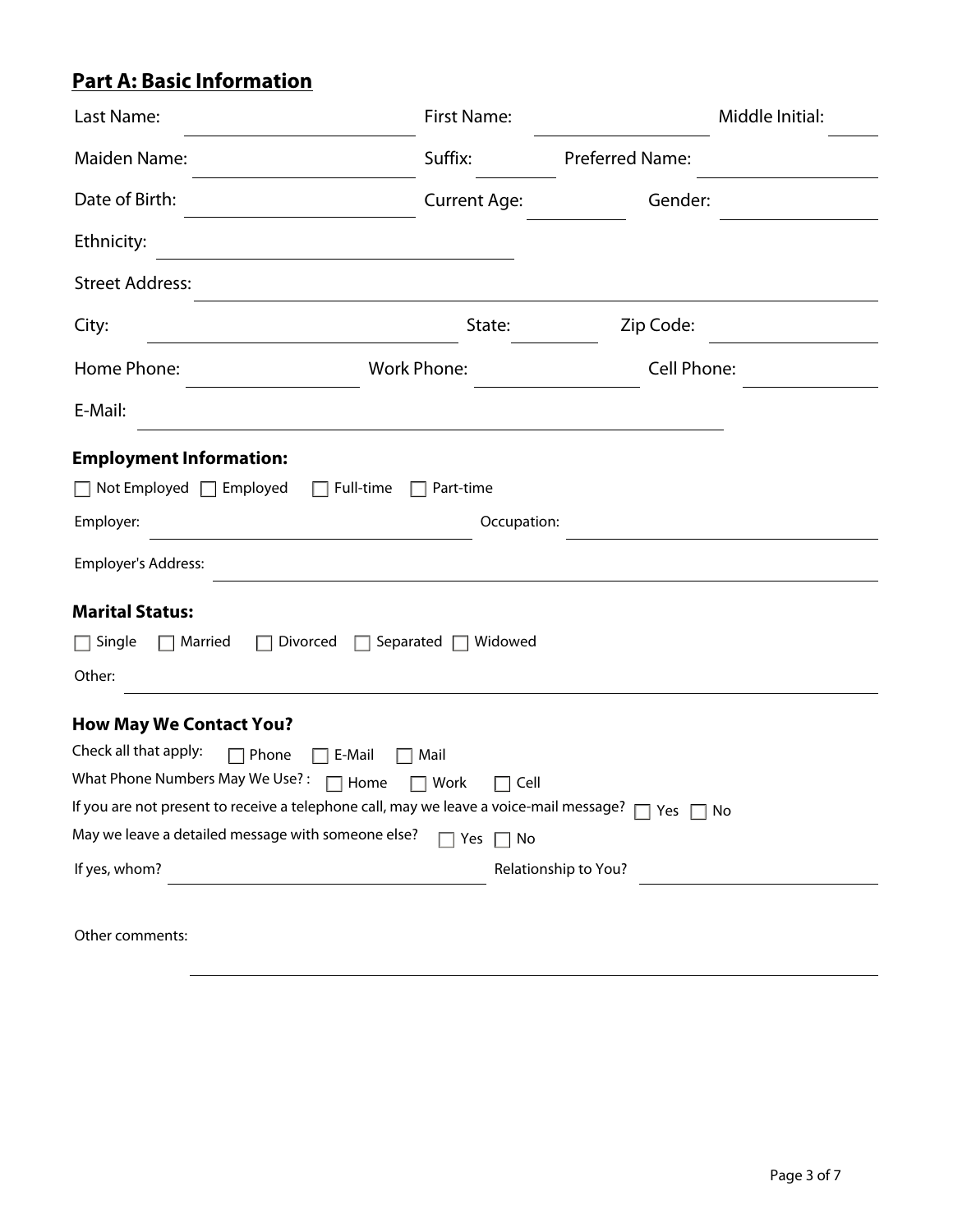## Part A: Basic Information

Last Name: ______________________ First Name: ________________ Middle Initial: ____

Maiden Name: ______________________ Suffix: ________ Preferred Name: ________________

Date of Birth: ______________________ Current Age: __________ Gender: ______________

Ethnicity: ____________________________________

Street Address: ________________________________________________________________

City: ____________________________ State: ________ Zip Code: ______________

Home Phone: ______________ Work Phone: ______________ Cell Phone: ______________

E-Mail: ______________________________________________________

### Employment Information:

☐ Not Employed ☐ Employed ☐ Full-time ☐ Part-time

Employer: ______________________________ Occupation: ______________________________

Employer's Address: ________________________________________________________________

### Marital Status:

☐ Single ☐ Married ☐ Divorced ☐ Separated ☐ Widowed

Other: ________________________________________________________________

### How May We Contact You?

Check all that apply: ☐ Phone ☐ E-Mail ☐ Mail

What Phone Numbers May We Use? : ☐ Home ☐ Work ☐ Cell

If you are not present to receive a telephone call, may we leave a voice-mail message? ☐ Yes ☐ No

May we leave a detailed message with someone else? ☐ Yes ☐ No

If yes, whom? ______________________________ Relationship to You? ______________________

Other comments:

________________________________________________________________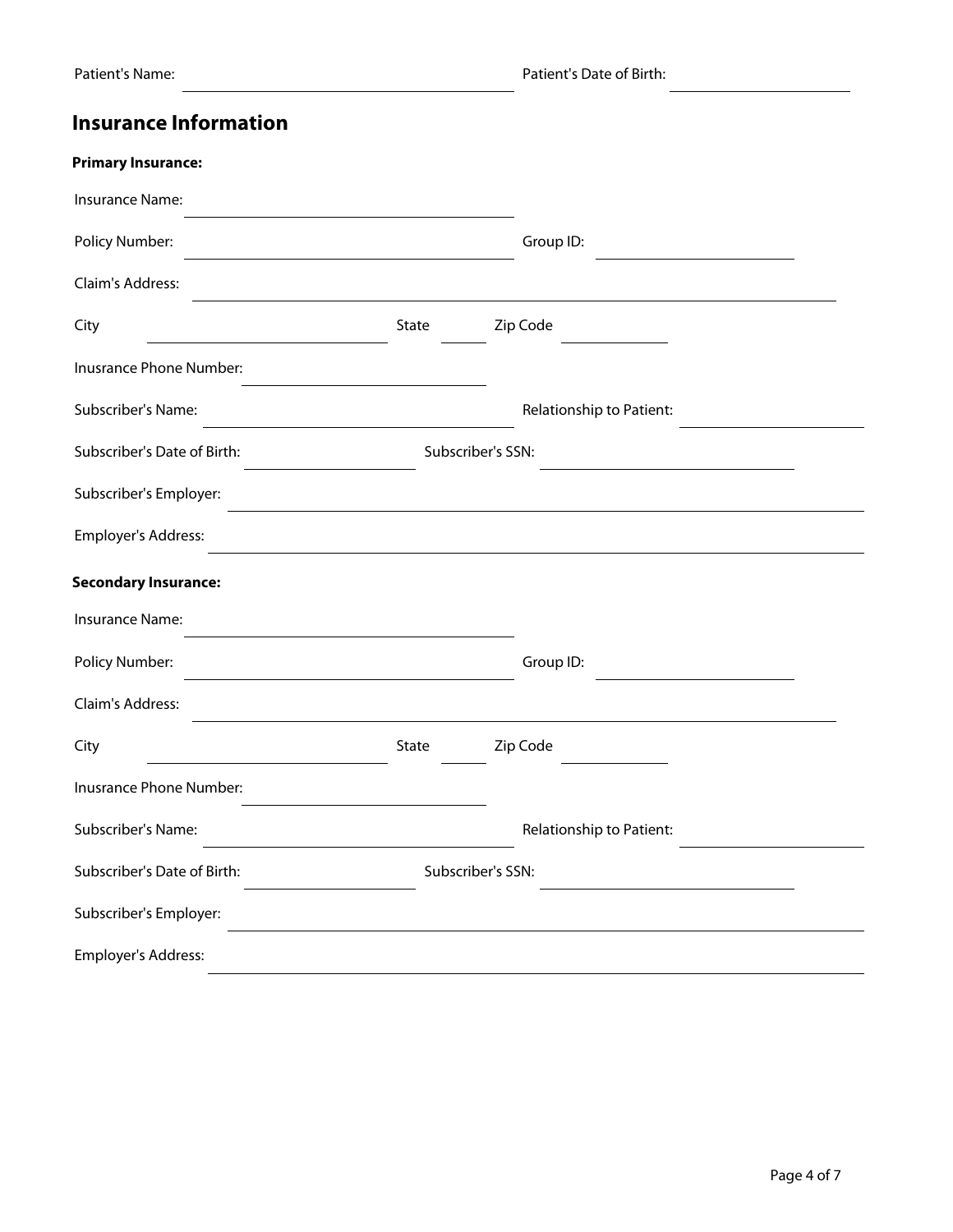Patient's Name: ______________________ Patient's Date of Birth: ______________

## Insurance Information

**Primary Insurance:**

Insurance Name: ______________________

Policy Number: ______________________ Group ID: ______________

Claim's Address: ______________________________________________

City ______________ State ____ Zip Code ________

Inusrance Phone Number: ________________

Subscriber's Name: ______________________ Relationship to Patient: ______________

Subscriber's Date of Birth: ____________ Subscriber's SSN: ________________

Subscriber's Employer: ______________________________________________

Employer's Address: ______________________________________________

**Secondary Insurance:**

Insurance Name: ______________________

Policy Number: ______________________ Group ID: ______________

Claim's Address: ______________________________________________

City ______________ State ____ Zip Code ________

Inusrance Phone Number: ________________

Subscriber's Name: ______________________ Relationship to Patient: ______________

Subscriber's Date of Birth: ____________ Subscriber's SSN: ________________

Subscriber's Employer: ______________________________________________

Employer's Address: ______________________________________________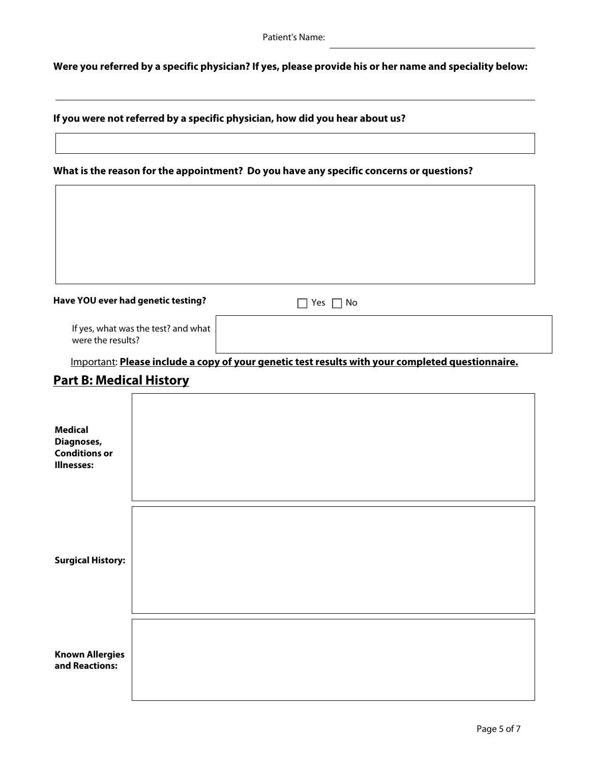Patient's Name: \_\_\_\_\_\_\_\_\_\_\_\_\_\_\_\_\_\_\_\_

**Were you referred by a specific physician? If yes, please provide his or her name and speciality below:**

---

**If you were not referred by a specific physician, how did you hear about us?**

**What is the reason for the appointment? Do you have any specific concerns or questions?**

**Have YOU ever had genetic testing?** ☐ Yes ☐ No

If yes, what was the test? and what were the results?

Important: **Please include a copy of your genetic test results with your completed questionnaire.**

## Part B: Medical History

**Medical Diagnoses, Conditions or Illnesses:**

**Surgical History:**

**Known Allergies and Reactions:**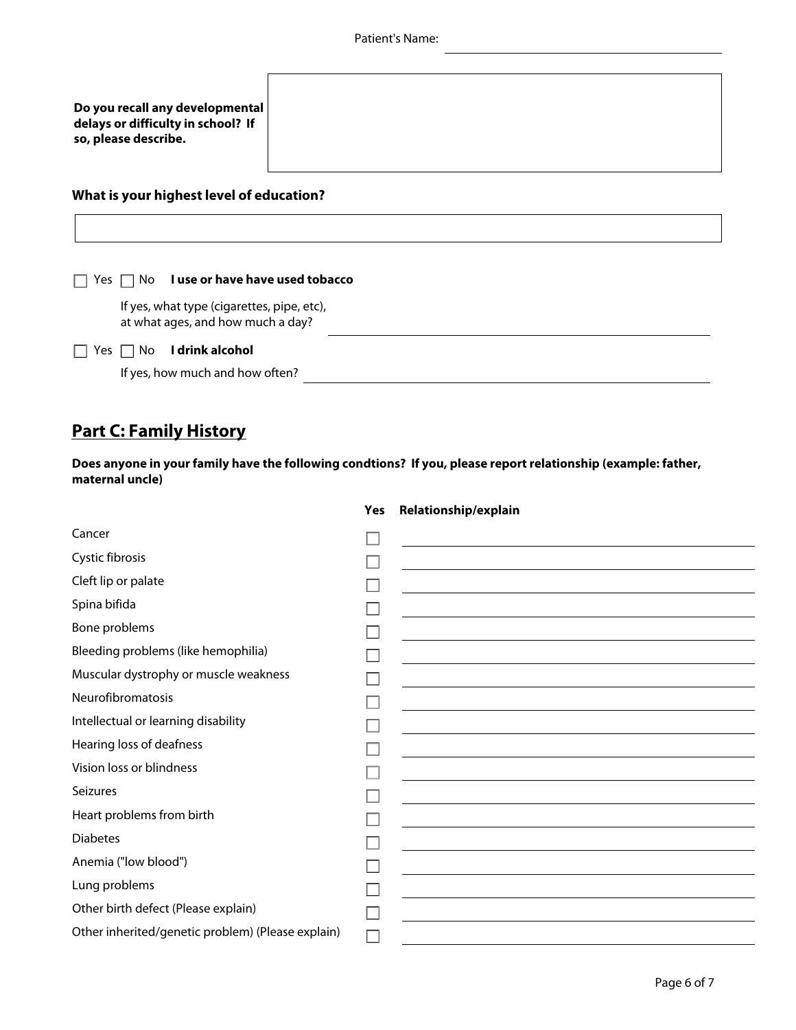Patient's Name: ______________________

**Do you recall any developmental delays or difficulty in school? If so, please describe.**

______________________

**What is your highest level of education?**

______________________

☐ Yes ☐ No **I use or have have used tobacco**

If yes, what type (cigarettes, pipe, etc), at what ages, and how much a day? ______________________

☐ Yes ☐ No **I drink alcohol**

If yes, how much and how often? ______________________

## Part C: Family History

**Does anyone in your family have the following condtions? If you, please report relationship (example: father, maternal uncle)**

| | Yes | Relationship/explain |
|---|---|---|
| Cancer | ☐ | |
| Cystic fibrosis | ☐ | |
| Cleft lip or palate | ☐ | |
| Spina bifida | ☐ | |
| Bone problems | ☐ | |
| Bleeding problems (like hemophilia) | ☐ | |
| Muscular dystrophy or muscle weakness | ☐ | |
| Neurofibromatosis | ☐ | |
| Intellectual or learning disability | ☐ | |
| Hearing loss of deafness | ☐ | |
| Vision loss or blindness | ☐ | |
| Seizures | ☐ | |
| Heart problems from birth | ☐ | |
| Diabetes | ☐ | |
| Anemia ("low blood") | ☐ | |
| Lung problems | ☐ | |
| Other birth defect (Please explain) | ☐ | |
| Other inherited/genetic problem) (Please explain) | ☐ | |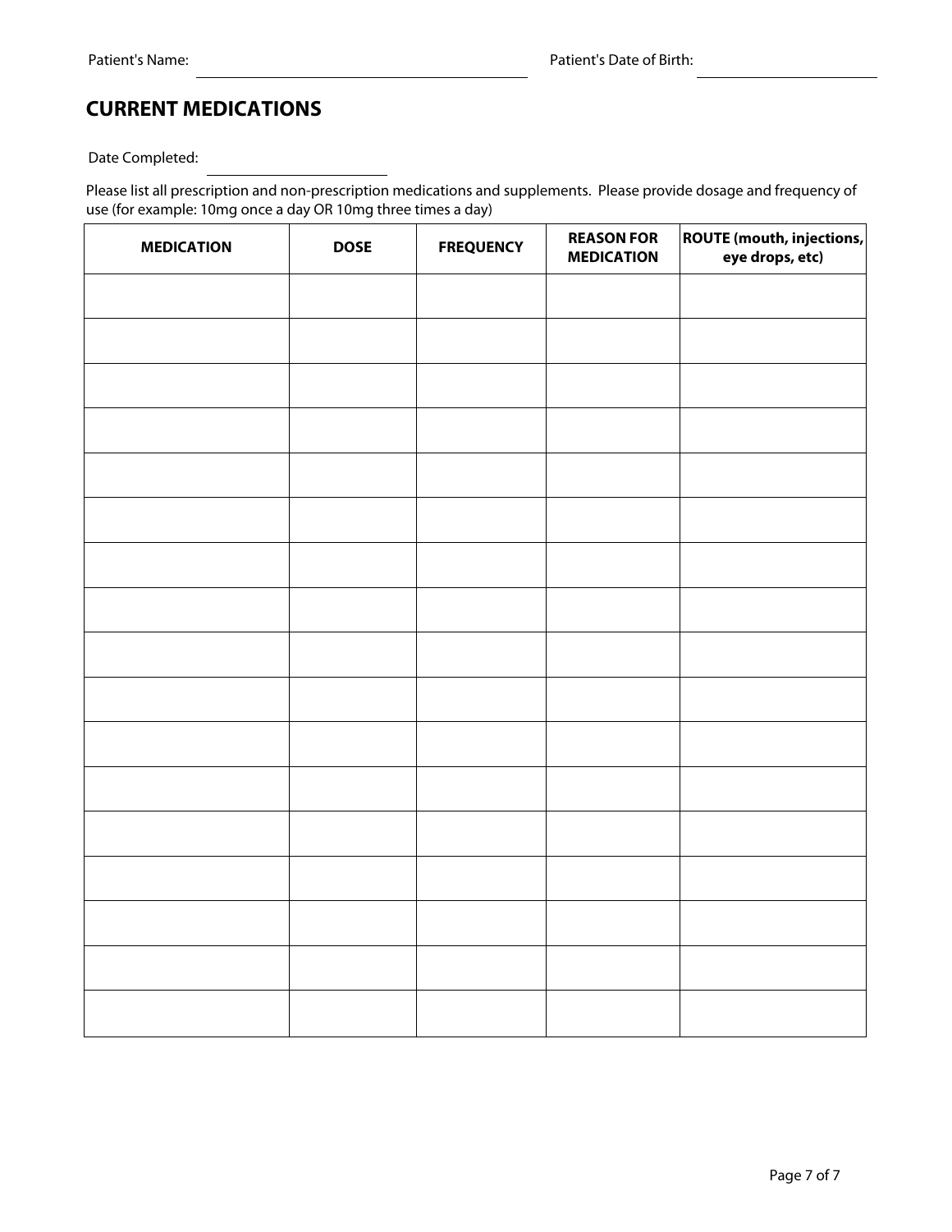Patient's Name: ____________________ Patient's Date of Birth: ____________

## CURRENT MEDICATIONS

Date Completed: ____________

Please list all prescription and non-prescription medications and supplements. Please provide dosage and frequency of use (for example: 10mg once a day OR 10mg three times a day)

| MEDICATION | DOSE | FREQUENCY | REASON FOR MEDICATION | ROUTE (mouth, injections, eye drops, etc) |
|---|---|---|---|---|
| | | | | |
| | | | | |
| | | | | |
| | | | | |
| | | | | |
| | | | | |
| | | | | |
| | | | | |
| | | | | |
| | | | | |
| | | | | |
| | | | | |
| | | | | |
| | | | | |
| | | | | |
| | | | | |
| | | | | |